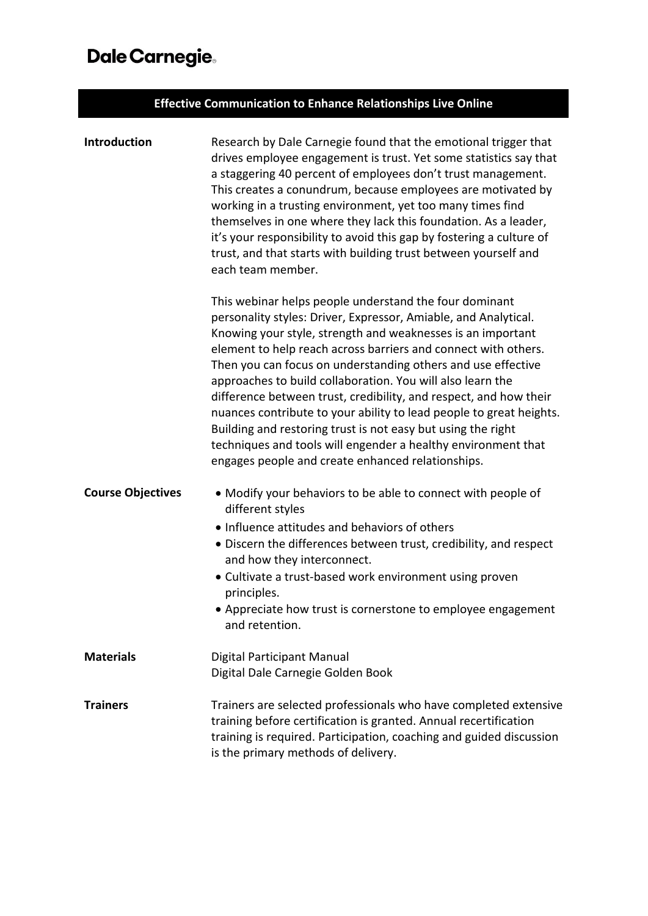**Dale Carnegie**

# Effective Communication to Enhance Relationships Live Online

**Introduction**

Research by Dale Carnegie found that the emotional trigger that drives employee engagement is trust. Yet some statistics say that a staggering 40 percent of employees don't trust management. This creates a conundrum, because employees are motivated by working in a trusting environment, yet too many times find themselves in one where they lack this foundation. As a leader, it's your responsibility to avoid this gap by fostering a culture of trust, and that starts with building trust between yourself and each team member.

This webinar helps people understand the four dominant personality styles: Driver, Expressor, Amiable, and Analytical. Knowing your style, strength and weaknesses is an important element to help reach across barriers and connect with others. Then you can focus on understanding others and use effective approaches to build collaboration. You will also learn the difference between trust, credibility, and respect, and how their nuances contribute to your ability to lead people to great heights. Building and restoring trust is not easy but using the right techniques and tools will engender a healthy environment that engages people and create enhanced relationships.

**Course Objectives**

- Modify your behaviors to be able to connect with people of different styles
- Influence attitudes and behaviors of others
- Discern the differences between trust, credibility, and respect and how they interconnect.
- Cultivate a trust-based work environment using proven principles.
- Appreciate how trust is cornerstone to employee engagement and retention.

**Materials**

Digital Participant Manual
Digital Dale Carnegie Golden Book

**Trainers**

Trainers are selected professionals who have completed extensive training before certification is granted. Annual recertification training is required. Participation, coaching and guided discussion is the primary methods of delivery.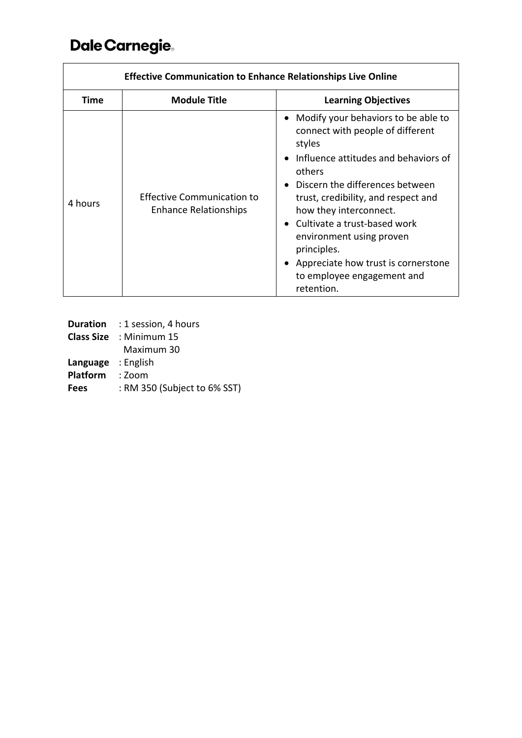**Dale Carnegie**

| Effective Communication to Enhance Relationships Live Online | | |
|---|---|---|
| **Time** | **Module Title** | **Learning Objectives** |
| 4 hours | Effective Communication to Enhance Relationships | • Modify your behaviors to be able to connect with people of different styles<br>• Influence attitudes and behaviors of others<br>• Discern the differences between trust, credibility, and respect and how they interconnect.<br>• Cultivate a trust-based work environment using proven principles.<br>• Appreciate how trust is cornerstone to employee engagement and retention. |

**Duration** : 1 session, 4 hours
**Class Size** : Minimum 15
Maximum 30
**Language** : English
**Platform** : Zoom
**Fees** : RM 350 (Subject to 6% SST)